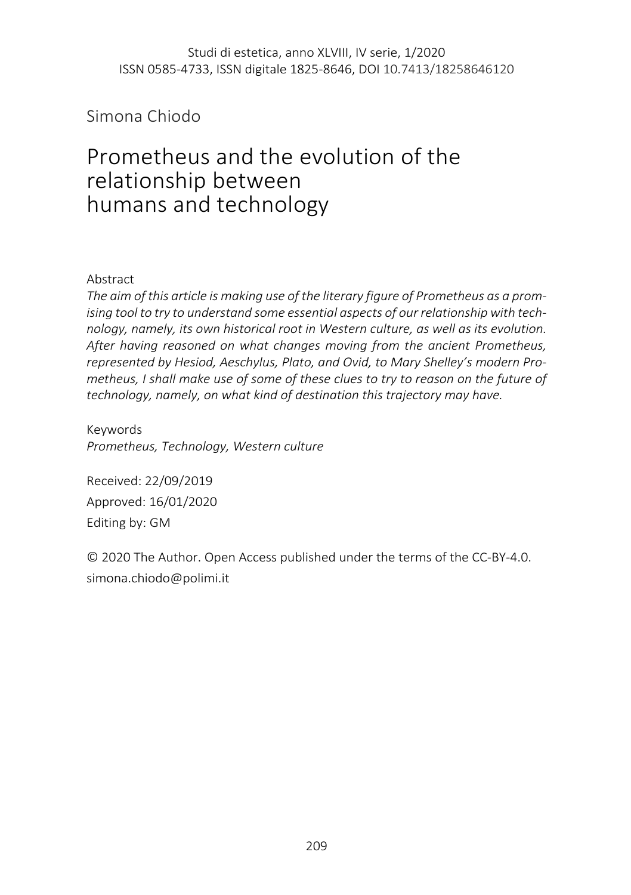Studi di estetica, anno XLVIII, IV serie, 1/2020
ISSN 0585-4733, ISSN digitale 1825-8646, DOI 10.7413/18258646120

Simona Chiodo

# Prometheus and the evolution of the relationship between humans and technology

Abstract

*The aim of this article is making use of the literary figure of Prometheus as a promising tool to try to understand some essential aspects of our relationship with technology, namely, its own historical root in Western culture, as well as its evolution. After having reasoned on what changes moving from the ancient Prometheus, represented by Hesiod, Aeschylus, Plato, and Ovid, to Mary Shelley's modern Prometheus, I shall make use of some of these clues to try to reason on the future of technology, namely, on what kind of destination this trajectory may have.*

Keywords

*Prometheus, Technology, Western culture*

Received: 22/09/2019

Approved: 16/01/2020

Editing by: GM

© 2020 The Author. Open Access published under the terms of the CC-BY-4.0.

simona.chiodo@polimi.it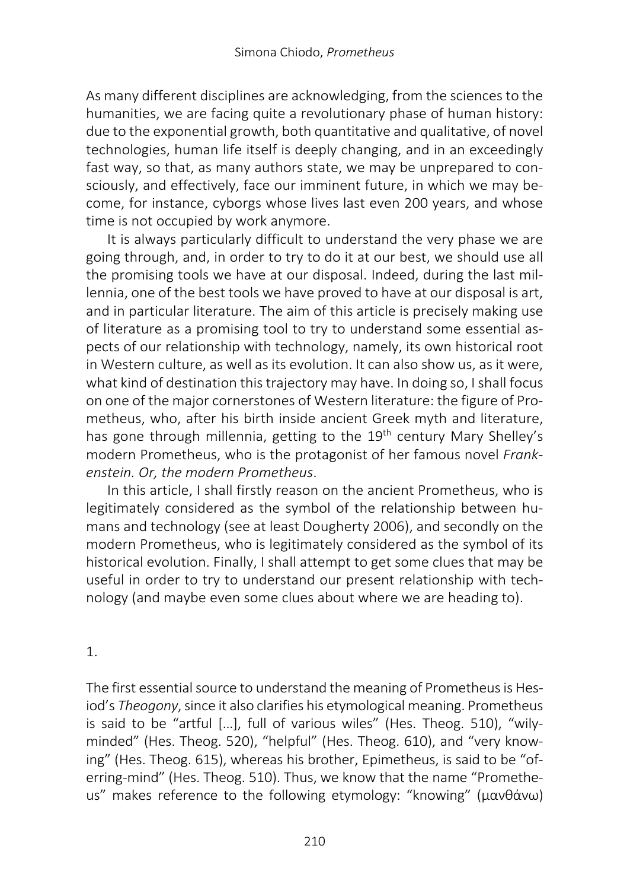As many different disciplines are acknowledging, from the sciences to the humanities, we are facing quite a revolutionary phase of human history: due to the exponential growth, both quantitative and qualitative, of novel technologies, human life itself is deeply changing, and in an exceedingly fast way, so that, as many authors state, we may be unprepared to consciously, and effectively, face our imminent future, in which we may become, for instance, cyborgs whose lives last even 200 years, and whose time is not occupied by work anymore.

It is always particularly difficult to understand the very phase we are going through, and, in order to try to do it at our best, we should use all the promising tools we have at our disposal. Indeed, during the last millennia, one of the best tools we have proved to have at our disposal is art, and in particular literature. The aim of this article is precisely making use of literature as a promising tool to try to understand some essential aspects of our relationship with technology, namely, its own historical root in Western culture, as well as its evolution. It can also show us, as it were, what kind of destination this trajectory may have. In doing so, I shall focus on one of the major cornerstones of Western literature: the figure of Prometheus, who, after his birth inside ancient Greek myth and literature, has gone through millennia, getting to the 19th century Mary Shelley's modern Prometheus, who is the protagonist of her famous novel *Frankenstein. Or, the modern Prometheus*.

In this article, I shall firstly reason on the ancient Prometheus, who is legitimately considered as the symbol of the relationship between humans and technology (see at least Dougherty 2006), and secondly on the modern Prometheus, who is legitimately considered as the symbol of its historical evolution. Finally, I shall attempt to get some clues that may be useful in order to try to understand our present relationship with technology (and maybe even some clues about where we are heading to).

## 1.

The first essential source to understand the meaning of Prometheus is Hesiod's *Theogony*, since it also clarifies his etymological meaning. Prometheus is said to be "artful [...], full of various wiles" (Hes. Theog. 510), "wily-minded" (Hes. Theog. 520), "helpful" (Hes. Theog. 610), and "very knowing" (Hes. Theog. 615), whereas his brother, Epimetheus, is said to be "oferring-mind" (Hes. Theog. 510). Thus, we know that the name "Prometheus" makes reference to the following etymology: "knowing" (μανθάνω)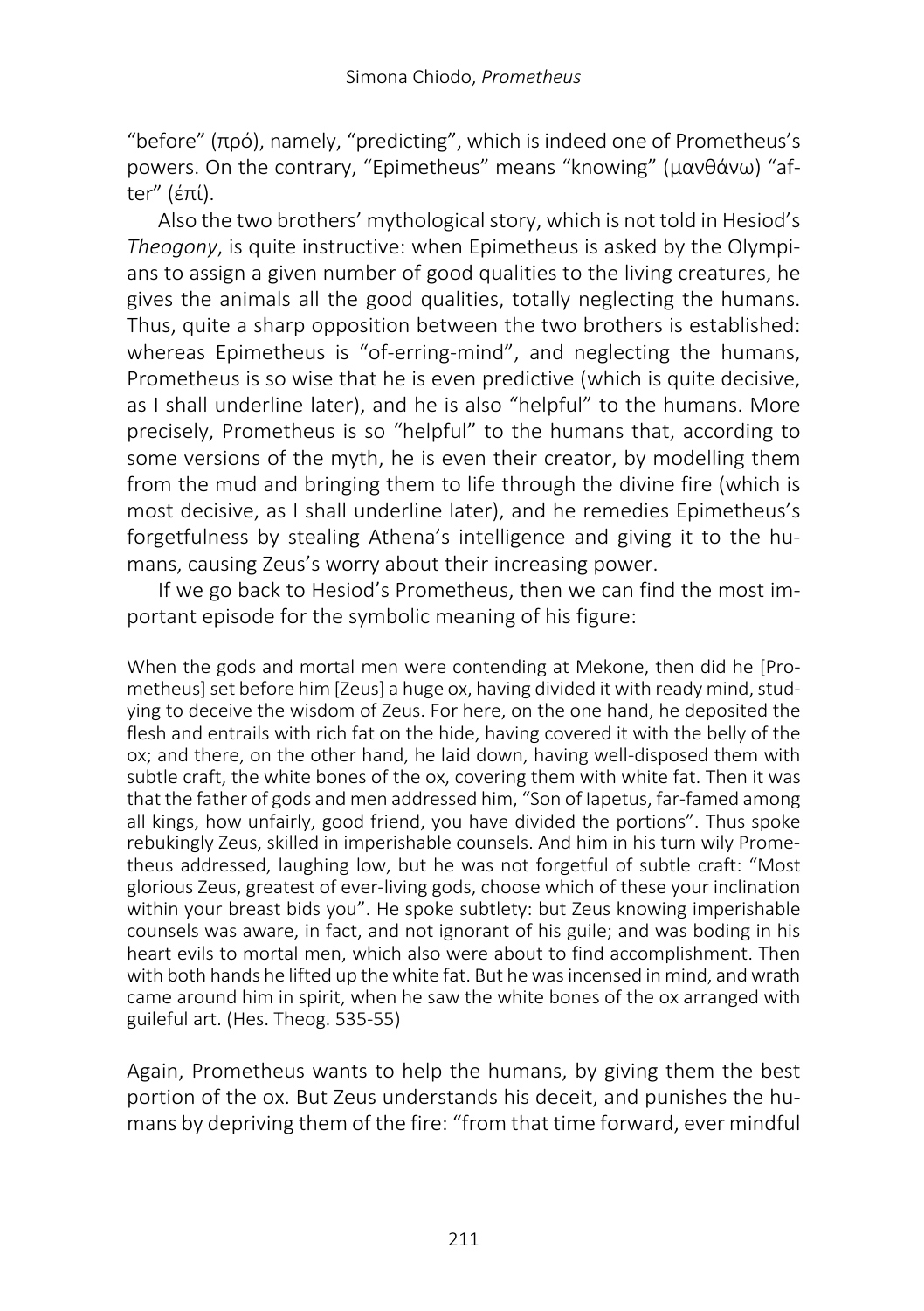"before" (πρό), namely, "predicting", which is indeed one of Prometheus's powers. On the contrary, "Epimetheus" means "knowing" (μανθάνω) "after" (έπί).

Also the two brothers' mythological story, which is not told in Hesiod's *Theogony*, is quite instructive: when Epimetheus is asked by the Olympians to assign a given number of good qualities to the living creatures, he gives the animals all the good qualities, totally neglecting the humans. Thus, quite a sharp opposition between the two brothers is established: whereas Epimetheus is "of-erring-mind", and neglecting the humans, Prometheus is so wise that he is even predictive (which is quite decisive, as I shall underline later), and he is also "helpful" to the humans. More precisely, Prometheus is so "helpful" to the humans that, according to some versions of the myth, he is even their creator, by modelling them from the mud and bringing them to life through the divine fire (which is most decisive, as I shall underline later), and he remedies Epimetheus's forgetfulness by stealing Athena's intelligence and giving it to the humans, causing Zeus's worry about their increasing power.

If we go back to Hesiod's Prometheus, then we can find the most important episode for the symbolic meaning of his figure:

> When the gods and mortal men were contending at Mekone, then did he [Prometheus] set before him [Zeus] a huge ox, having divided it with ready mind, studying to deceive the wisdom of Zeus. For here, on the one hand, he deposited the flesh and entrails with rich fat on the hide, having covered it with the belly of the ox; and there, on the other hand, he laid down, having well-disposed them with subtle craft, the white bones of the ox, covering them with white fat. Then it was that the father of gods and men addressed him, "Son of Iapetus, far-famed among all kings, how unfairly, good friend, you have divided the portions". Thus spoke rebukingly Zeus, skilled in imperishable counsels. And him in his turn wily Prometheus addressed, laughing low, but he was not forgetful of subtle craft: "Most glorious Zeus, greatest of ever-living gods, choose which of these your inclination within your breast bids you". He spoke subtlety: but Zeus knowing imperishable counsels was aware, in fact, and not ignorant of his guile; and was boding in his heart evils to mortal men, which also were about to find accomplishment. Then with both hands he lifted up the white fat. But he was incensed in mind, and wrath came around him in spirit, when he saw the white bones of the ox arranged with guileful art. (Hes. Theog. 535-55)

Again, Prometheus wants to help the humans, by giving them the best portion of the ox. But Zeus understands his deceit, and punishes the humans by depriving them of the fire: "from that time forward, ever mindful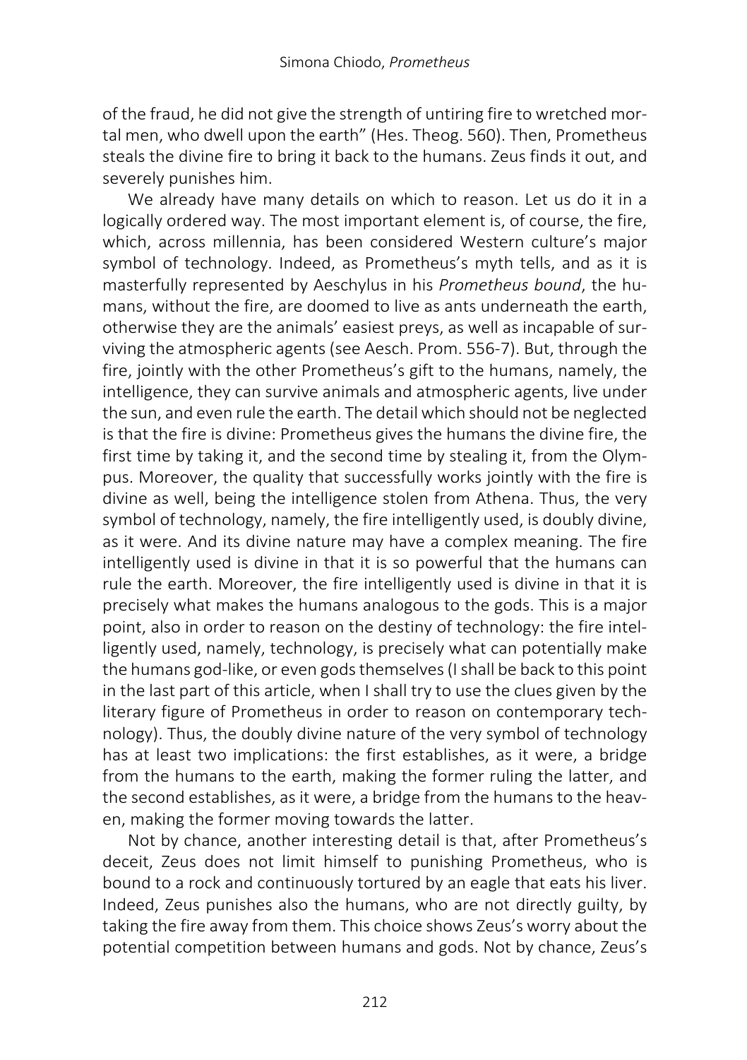of the fraud, he did not give the strength of untiring fire to wretched mortal men, who dwell upon the earth" (Hes. Theog. 560). Then, Prometheus steals the divine fire to bring it back to the humans. Zeus finds it out, and severely punishes him.

We already have many details on which to reason. Let us do it in a logically ordered way. The most important element is, of course, the fire, which, across millennia, has been considered Western culture's major symbol of technology. Indeed, as Prometheus's myth tells, and as it is masterfully represented by Aeschylus in his *Prometheus bound*, the humans, without the fire, are doomed to live as ants underneath the earth, otherwise they are the animals' easiest preys, as well as incapable of surviving the atmospheric agents (see Aesch. Prom. 556-7). But, through the fire, jointly with the other Prometheus's gift to the humans, namely, the intelligence, they can survive animals and atmospheric agents, live under the sun, and even rule the earth. The detail which should not be neglected is that the fire is divine: Prometheus gives the humans the divine fire, the first time by taking it, and the second time by stealing it, from the Olympus. Moreover, the quality that successfully works jointly with the fire is divine as well, being the intelligence stolen from Athena. Thus, the very symbol of technology, namely, the fire intelligently used, is doubly divine, as it were. And its divine nature may have a complex meaning. The fire intelligently used is divine in that it is so powerful that the humans can rule the earth. Moreover, the fire intelligently used is divine in that it is precisely what makes the humans analogous to the gods. This is a major point, also in order to reason on the destiny of technology: the fire intelligently used, namely, technology, is precisely what can potentially make the humans god-like, or even gods themselves (I shall be back to this point in the last part of this article, when I shall try to use the clues given by the literary figure of Prometheus in order to reason on contemporary technology). Thus, the doubly divine nature of the very symbol of technology has at least two implications: the first establishes, as it were, a bridge from the humans to the earth, making the former ruling the latter, and the second establishes, as it were, a bridge from the humans to the heaven, making the former moving towards the latter.

Not by chance, another interesting detail is that, after Prometheus's deceit, Zeus does not limit himself to punishing Prometheus, who is bound to a rock and continuously tortured by an eagle that eats his liver. Indeed, Zeus punishes also the humans, who are not directly guilty, by taking the fire away from them. This choice shows Zeus's worry about the potential competition between humans and gods. Not by chance, Zeus's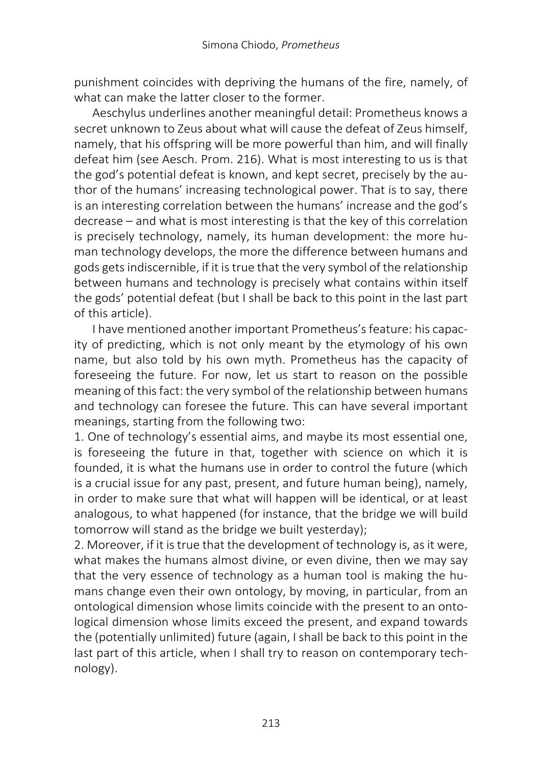punishment coincides with depriving the humans of the fire, namely, of what can make the latter closer to the former.

Aeschylus underlines another meaningful detail: Prometheus knows a secret unknown to Zeus about what will cause the defeat of Zeus himself, namely, that his offspring will be more powerful than him, and will finally defeat him (see Aesch. Prom. 216). What is most interesting to us is that the god's potential defeat is known, and kept secret, precisely by the author of the humans' increasing technological power. That is to say, there is an interesting correlation between the humans' increase and the god's decrease – and what is most interesting is that the key of this correlation is precisely technology, namely, its human development: the more human technology develops, the more the difference between humans and gods gets indiscernible, if it is true that the very symbol of the relationship between humans and technology is precisely what contains within itself the gods' potential defeat (but I shall be back to this point in the last part of this article).

I have mentioned another important Prometheus's feature: his capacity of predicting, which is not only meant by the etymology of his own name, but also told by his own myth. Prometheus has the capacity of foreseeing the future. For now, let us start to reason on the possible meaning of this fact: the very symbol of the relationship between humans and technology can foresee the future. This can have several important meanings, starting from the following two:

1. One of technology's essential aims, and maybe its most essential one, is foreseeing the future in that, together with science on which it is founded, it is what the humans use in order to control the future (which is a crucial issue for any past, present, and future human being), namely, in order to make sure that what will happen will be identical, or at least analogous, to what happened (for instance, that the bridge we will build tomorrow will stand as the bridge we built yesterday);
2. Moreover, if it is true that the development of technology is, as it were, what makes the humans almost divine, or even divine, then we may say that the very essence of technology as a human tool is making the humans change even their own ontology, by moving, in particular, from an ontological dimension whose limits coincide with the present to an ontological dimension whose limits exceed the present, and expand towards the (potentially unlimited) future (again, I shall be back to this point in the last part of this article, when I shall try to reason on contemporary technology).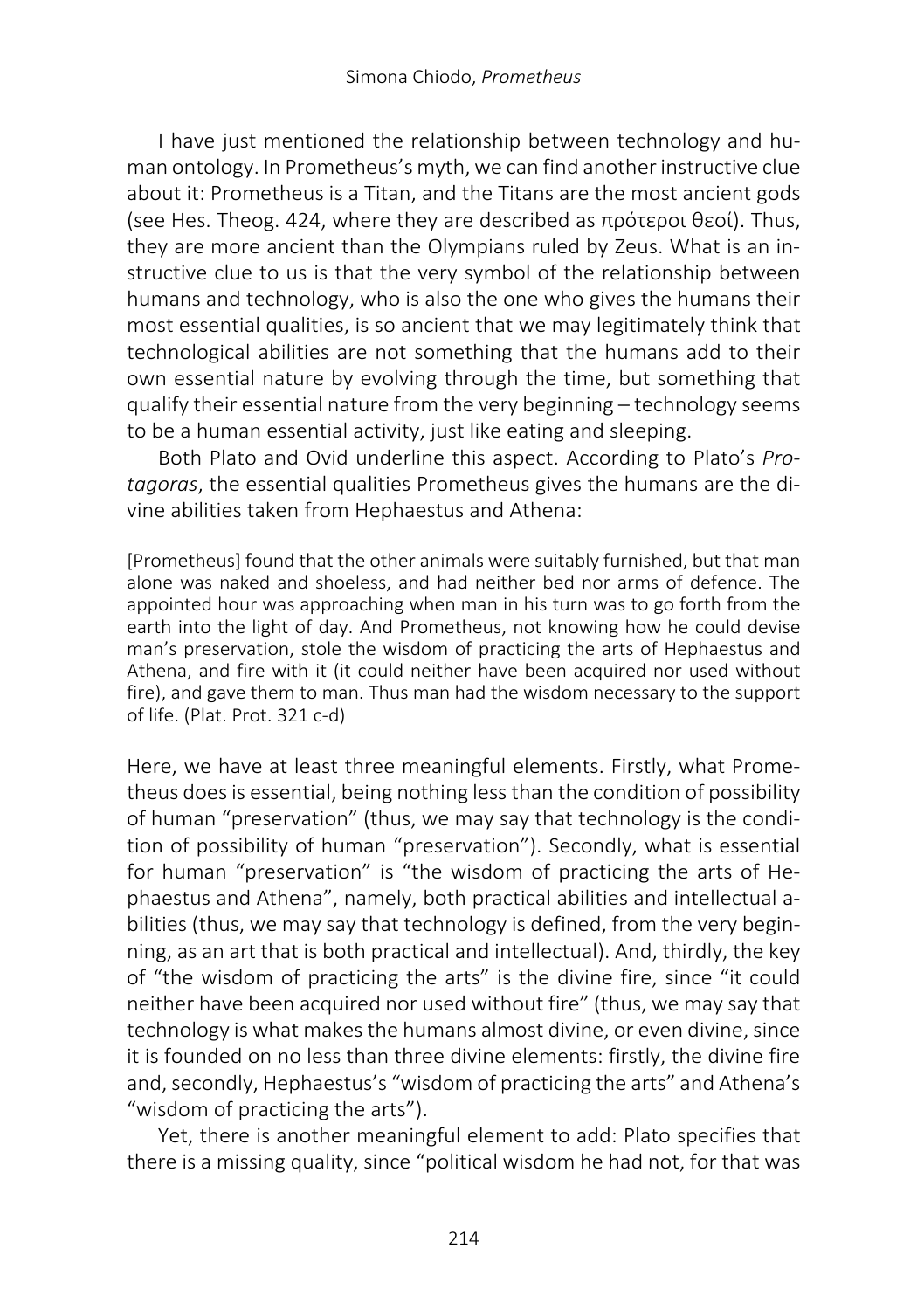I have just mentioned the relationship between technology and human ontology. In Prometheus's myth, we can find another instructive clue about it: Prometheus is a Titan, and the Titans are the most ancient gods (see Hes. Theog. 424, where they are described as πρότεροι θεοί). Thus, they are more ancient than the Olympians ruled by Zeus. What is an instructive clue to us is that the very symbol of the relationship between humans and technology, who is also the one who gives the humans their most essential qualities, is so ancient that we may legitimately think that technological abilities are not something that the humans add to their own essential nature by evolving through the time, but something that qualify their essential nature from the very beginning – technology seems to be a human essential activity, just like eating and sleeping.

Both Plato and Ovid underline this aspect. According to Plato's *Protagoras*, the essential qualities Prometheus gives the humans are the divine abilities taken from Hephaestus and Athena:

> [Prometheus] found that the other animals were suitably furnished, but that man alone was naked and shoeless, and had neither bed nor arms of defence. The appointed hour was approaching when man in his turn was to go forth from the earth into the light of day. And Prometheus, not knowing how he could devise man's preservation, stole the wisdom of practicing the arts of Hephaestus and Athena, and fire with it (it could neither have been acquired nor used without fire), and gave them to man. Thus man had the wisdom necessary to the support of life. (Plat. Prot. 321 c-d)

Here, we have at least three meaningful elements. Firstly, what Prometheus does is essential, being nothing less than the condition of possibility of human "preservation" (thus, we may say that technology is the condition of possibility of human "preservation"). Secondly, what is essential for human "preservation" is "the wisdom of practicing the arts of Hephaestus and Athena", namely, both practical abilities and intellectual abilities (thus, we may say that technology is defined, from the very beginning, as an art that is both practical and intellectual). And, thirdly, the key of "the wisdom of practicing the arts" is the divine fire, since "it could neither have been acquired nor used without fire" (thus, we may say that technology is what makes the humans almost divine, or even divine, since it is founded on no less than three divine elements: firstly, the divine fire and, secondly, Hephaestus's "wisdom of practicing the arts" and Athena's "wisdom of practicing the arts").

Yet, there is another meaningful element to add: Plato specifies that there is a missing quality, since "political wisdom he had not, for that was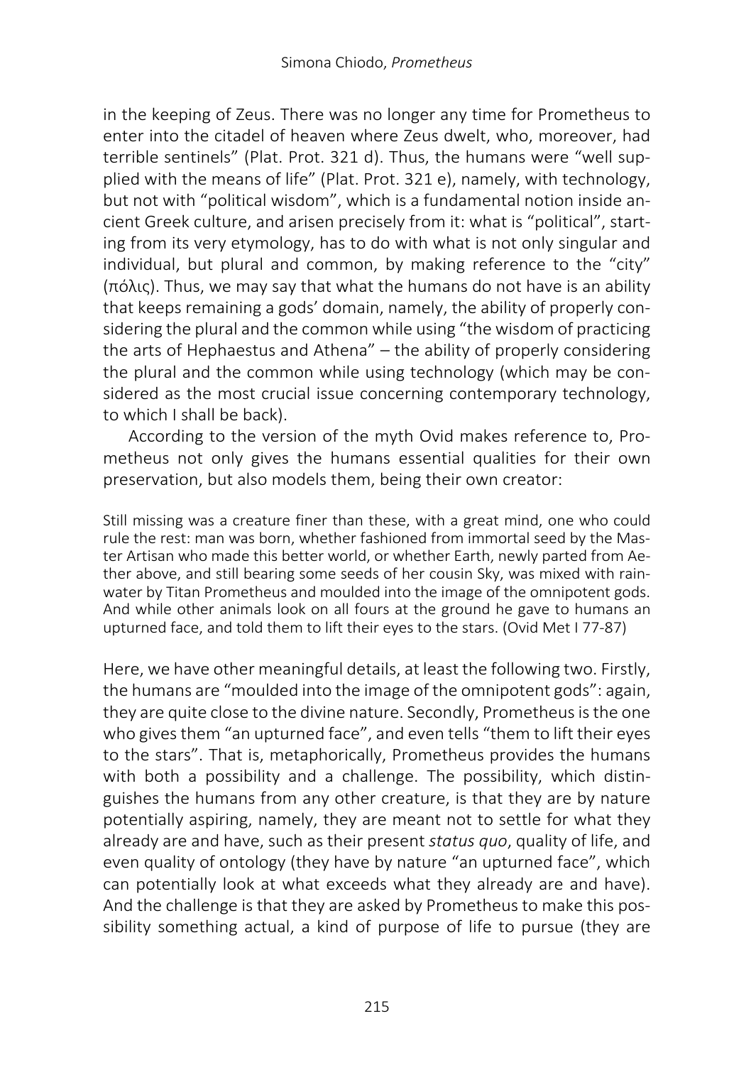in the keeping of Zeus. There was no longer any time for Prometheus to enter into the citadel of heaven where Zeus dwelt, who, moreover, had terrible sentinels" (Plat. Prot. 321 d). Thus, the humans were "well supplied with the means of life" (Plat. Prot. 321 e), namely, with technology, but not with "political wisdom", which is a fundamental notion inside ancient Greek culture, and arisen precisely from it: what is "political", starting from its very etymology, has to do with what is not only singular and individual, but plural and common, by making reference to the "city" (πόλις). Thus, we may say that what the humans do not have is an ability that keeps remaining a gods' domain, namely, the ability of properly considering the plural and the common while using "the wisdom of practicing the arts of Hephaestus and Athena" – the ability of properly considering the plural and the common while using technology (which may be considered as the most crucial issue concerning contemporary technology, to which I shall be back).

According to the version of the myth Ovid makes reference to, Prometheus not only gives the humans essential qualities for their own preservation, but also models them, being their own creator:

> Still missing was a creature finer than these, with a great mind, one who could rule the rest: man was born, whether fashioned from immortal seed by the Master Artisan who made this better world, or whether Earth, newly parted from Aether above, and still bearing some seeds of her cousin Sky, was mixed with rainwater by Titan Prometheus and moulded into the image of the omnipotent gods. And while other animals look on all fours at the ground he gave to humans an upturned face, and told them to lift their eyes to the stars. (Ovid Met I 77-87)

Here, we have other meaningful details, at least the following two. Firstly, the humans are "moulded into the image of the omnipotent gods": again, they are quite close to the divine nature. Secondly, Prometheus is the one who gives them "an upturned face", and even tells "them to lift their eyes to the stars". That is, metaphorically, Prometheus provides the humans with both a possibility and a challenge. The possibility, which distinguishes the humans from any other creature, is that they are by nature potentially aspiring, namely, they are meant not to settle for what they already are and have, such as their present *status quo*, quality of life, and even quality of ontology (they have by nature "an upturned face", which can potentially look at what exceeds what they already are and have). And the challenge is that they are asked by Prometheus to make this possibility something actual, a kind of purpose of life to pursue (they are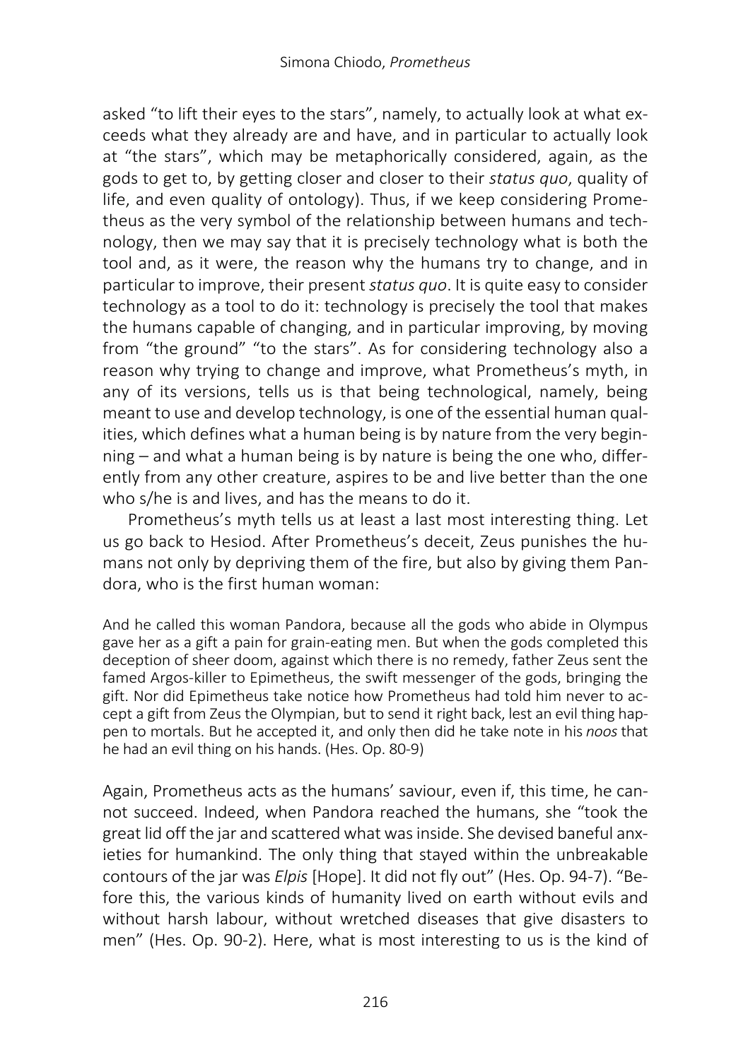asked "to lift their eyes to the stars", namely, to actually look at what exceeds what they already are and have, and in particular to actually look at "the stars", which may be metaphorically considered, again, as the gods to get to, by getting closer and closer to their *status quo*, quality of life, and even quality of ontology). Thus, if we keep considering Prometheus as the very symbol of the relationship between humans and technology, then we may say that it is precisely technology what is both the tool and, as it were, the reason why the humans try to change, and in particular to improve, their present *status quo*. It is quite easy to consider technology as a tool to do it: technology is precisely the tool that makes the humans capable of changing, and in particular improving, by moving from "the ground" "to the stars". As for considering technology also a reason why trying to change and improve, what Prometheus's myth, in any of its versions, tells us is that being technological, namely, being meant to use and develop technology, is one of the essential human qualities, which defines what a human being is by nature from the very beginning – and what a human being is by nature is being the one who, differently from any other creature, aspires to be and live better than the one who s/he is and lives, and has the means to do it.

Prometheus's myth tells us at least a last most interesting thing. Let us go back to Hesiod. After Prometheus's deceit, Zeus punishes the humans not only by depriving them of the fire, but also by giving them Pandora, who is the first human woman:

> And he called this woman Pandora, because all the gods who abide in Olympus gave her as a gift a pain for grain-eating men. But when the gods completed this deception of sheer doom, against which there is no remedy, father Zeus sent the famed Argos-killer to Epimetheus, the swift messenger of the gods, bringing the gift. Nor did Epimetheus take notice how Prometheus had told him never to accept a gift from Zeus the Olympian, but to send it right back, lest an evil thing happen to mortals. But he accepted it, and only then did he take note in his *noos* that he had an evil thing on his hands. (Hes. Op. 80-9)

Again, Prometheus acts as the humans' saviour, even if, this time, he cannot succeed. Indeed, when Pandora reached the humans, she "took the great lid off the jar and scattered what was inside. She devised baneful anxieties for humankind. The only thing that stayed within the unbreakable contours of the jar was *Elpis* [Hope]. It did not fly out" (Hes. Op. 94-7). "Before this, the various kinds of humanity lived on earth without evils and without harsh labour, without wretched diseases that give disasters to men" (Hes. Op. 90-2). Here, what is most interesting to us is the kind of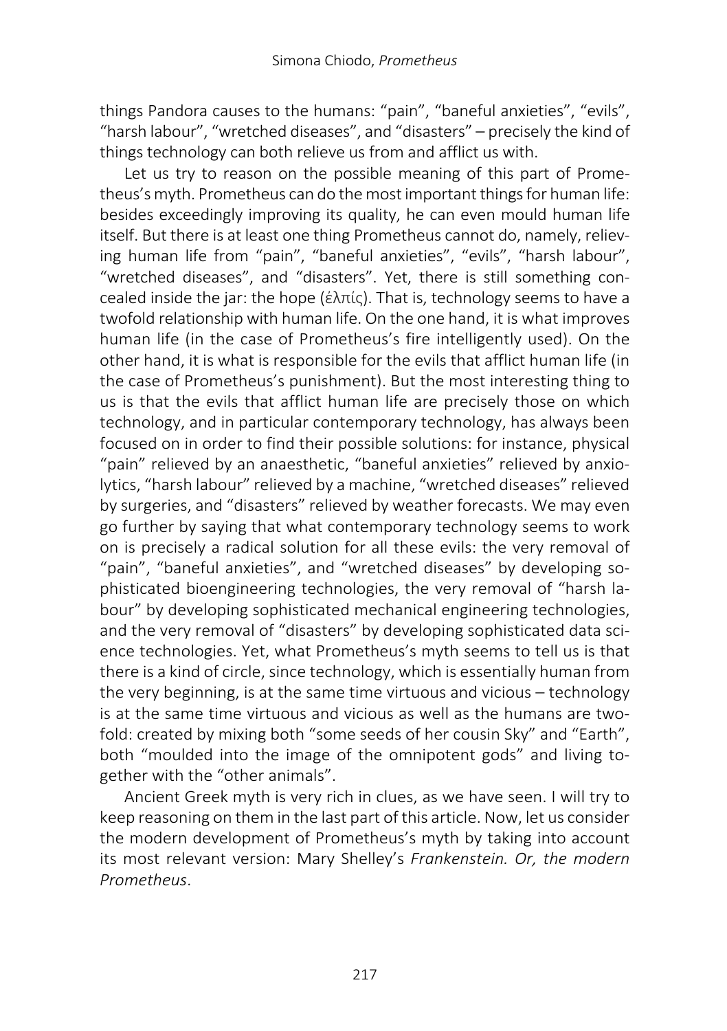things Pandora causes to the humans: "pain", "baneful anxieties", "evils", "harsh labour", "wretched diseases", and "disasters" – precisely the kind of things technology can both relieve us from and afflict us with.

Let us try to reason on the possible meaning of this part of Prometheus's myth. Prometheus can do the most important things for human life: besides exceedingly improving its quality, he can even mould human life itself. But there is at least one thing Prometheus cannot do, namely, relieving human life from "pain", "baneful anxieties", "evils", "harsh labour", "wretched diseases", and "disasters". Yet, there is still something concealed inside the jar: the hope (ἐλπίς). That is, technology seems to have a twofold relationship with human life. On the one hand, it is what improves human life (in the case of Prometheus's fire intelligently used). On the other hand, it is what is responsible for the evils that afflict human life (in the case of Prometheus's punishment). But the most interesting thing to us is that the evils that afflict human life are precisely those on which technology, and in particular contemporary technology, has always been focused on in order to find their possible solutions: for instance, physical "pain" relieved by an anaesthetic, "baneful anxieties" relieved by anxiolytics, "harsh labour" relieved by a machine, "wretched diseases" relieved by surgeries, and "disasters" relieved by weather forecasts. We may even go further by saying that what contemporary technology seems to work on is precisely a radical solution for all these evils: the very removal of "pain", "baneful anxieties", and "wretched diseases" by developing sophisticated bioengineering technologies, the very removal of "harsh labour" by developing sophisticated mechanical engineering technologies, and the very removal of "disasters" by developing sophisticated data science technologies. Yet, what Prometheus's myth seems to tell us is that there is a kind of circle, since technology, which is essentially human from the very beginning, is at the same time virtuous and vicious – technology is at the same time virtuous and vicious as well as the humans are twofold: created by mixing both "some seeds of her cousin Sky" and "Earth", both "moulded into the image of the omnipotent gods" and living together with the "other animals".

Ancient Greek myth is very rich in clues, as we have seen. I will try to keep reasoning on them in the last part of this article. Now, let us consider the modern development of Prometheus's myth by taking into account its most relevant version: Mary Shelley's *Frankenstein. Or, the modern Prometheus*.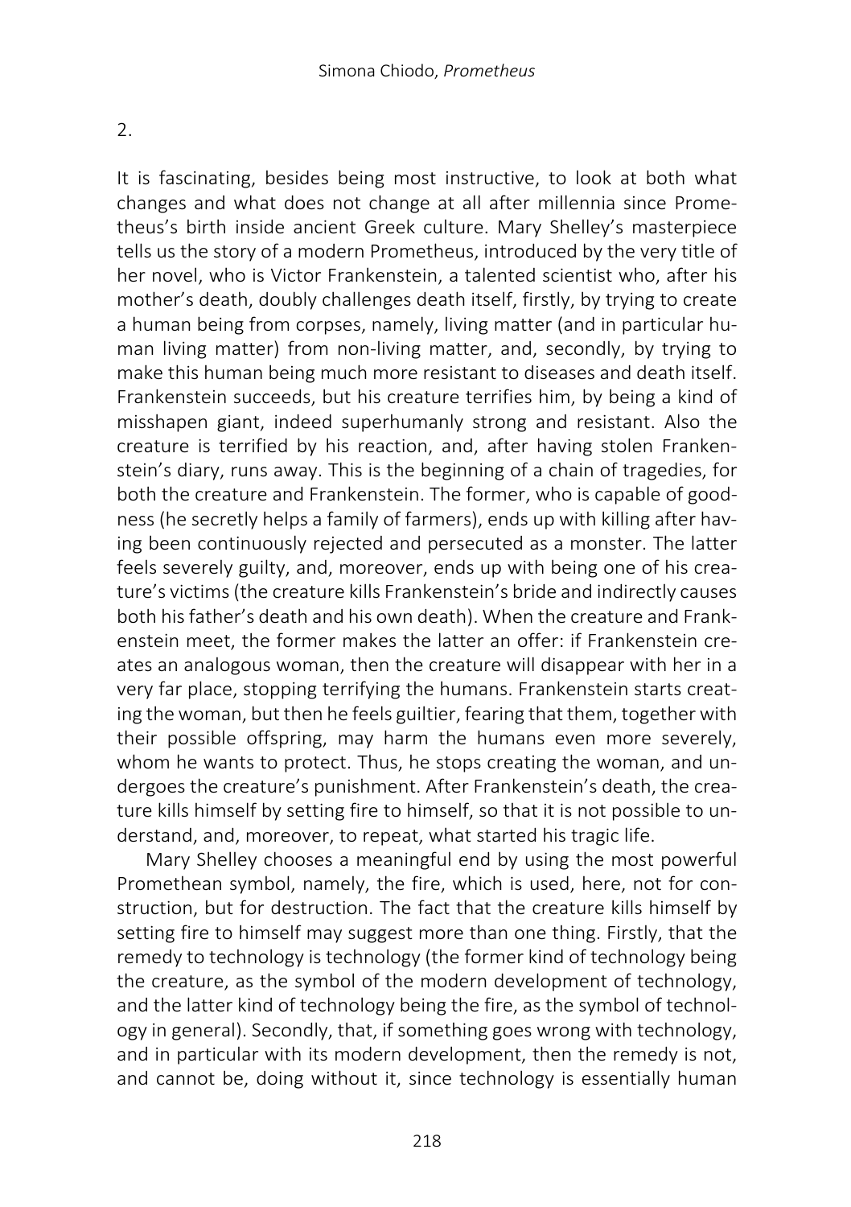2.

It is fascinating, besides being most instructive, to look at both what changes and what does not change at all after millennia since Prometheus's birth inside ancient Greek culture. Mary Shelley's masterpiece tells us the story of a modern Prometheus, introduced by the very title of her novel, who is Victor Frankenstein, a talented scientist who, after his mother's death, doubly challenges death itself, firstly, by trying to create a human being from corpses, namely, living matter (and in particular human living matter) from non-living matter, and, secondly, by trying to make this human being much more resistant to diseases and death itself. Frankenstein succeeds, but his creature terrifies him, by being a kind of misshapen giant, indeed superhumanly strong and resistant. Also the creature is terrified by his reaction, and, after having stolen Frankenstein's diary, runs away. This is the beginning of a chain of tragedies, for both the creature and Frankenstein. The former, who is capable of goodness (he secretly helps a family of farmers), ends up with killing after having been continuously rejected and persecuted as a monster. The latter feels severely guilty, and, moreover, ends up with being one of his creature's victims (the creature kills Frankenstein's bride and indirectly causes both his father's death and his own death). When the creature and Frankenstein meet, the former makes the latter an offer: if Frankenstein creates an analogous woman, then the creature will disappear with her in a very far place, stopping terrifying the humans. Frankenstein starts creating the woman, but then he feels guiltier, fearing that them, together with their possible offspring, may harm the humans even more severely, whom he wants to protect. Thus, he stops creating the woman, and undergoes the creature's punishment. After Frankenstein's death, the creature kills himself by setting fire to himself, so that it is not possible to understand, and, moreover, to repeat, what started his tragic life.

Mary Shelley chooses a meaningful end by using the most powerful Promethean symbol, namely, the fire, which is used, here, not for construction, but for destruction. The fact that the creature kills himself by setting fire to himself may suggest more than one thing. Firstly, that the remedy to technology is technology (the former kind of technology being the creature, as the symbol of the modern development of technology, and the latter kind of technology being the fire, as the symbol of technology in general). Secondly, that, if something goes wrong with technology, and in particular with its modern development, then the remedy is not, and cannot be, doing without it, since technology is essentially human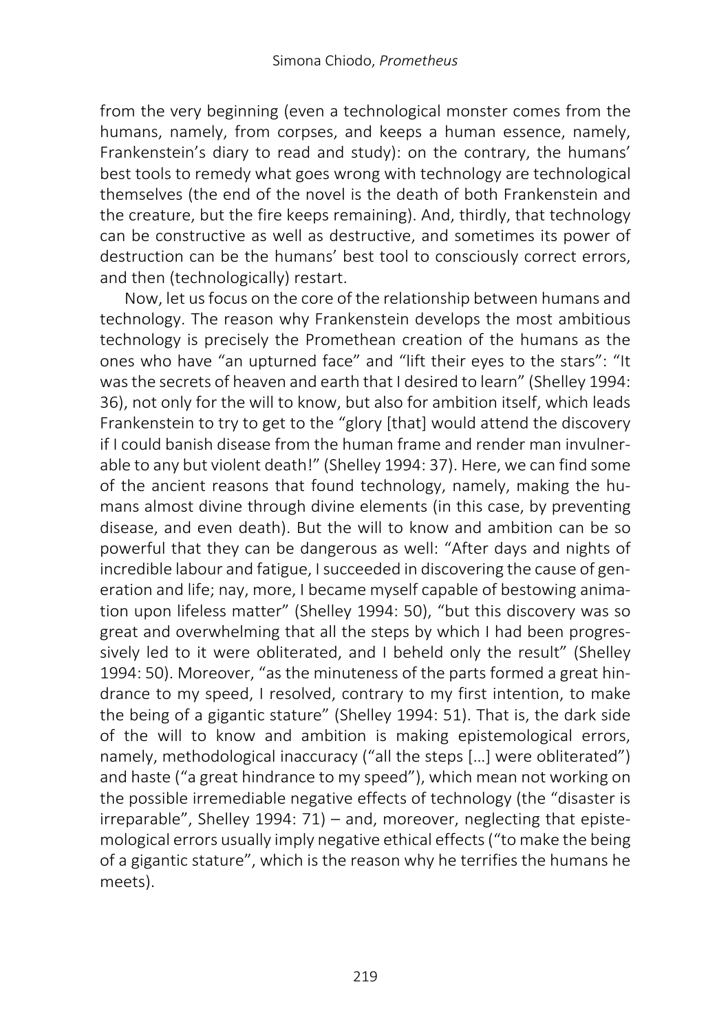from the very beginning (even a technological monster comes from the humans, namely, from corpses, and keeps a human essence, namely, Frankenstein's diary to read and study): on the contrary, the humans' best tools to remedy what goes wrong with technology are technological themselves (the end of the novel is the death of both Frankenstein and the creature, but the fire keeps remaining). And, thirdly, that technology can be constructive as well as destructive, and sometimes its power of destruction can be the humans' best tool to consciously correct errors, and then (technologically) restart.

Now, let us focus on the core of the relationship between humans and technology. The reason why Frankenstein develops the most ambitious technology is precisely the Promethean creation of the humans as the ones who have "an upturned face" and "lift their eyes to the stars": "It was the secrets of heaven and earth that I desired to learn" (Shelley 1994: 36), not only for the will to know, but also for ambition itself, which leads Frankenstein to try to get to the "glory [that] would attend the discovery if I could banish disease from the human frame and render man invulnerable to any but violent death!" (Shelley 1994: 37). Here, we can find some of the ancient reasons that found technology, namely, making the humans almost divine through divine elements (in this case, by preventing disease, and even death). But the will to know and ambition can be so powerful that they can be dangerous as well: "After days and nights of incredible labour and fatigue, I succeeded in discovering the cause of generation and life; nay, more, I became myself capable of bestowing animation upon lifeless matter" (Shelley 1994: 50), "but this discovery was so great and overwhelming that all the steps by which I had been progressively led to it were obliterated, and I beheld only the result" (Shelley 1994: 50). Moreover, "as the minuteness of the parts formed a great hindrance to my speed, I resolved, contrary to my first intention, to make the being of a gigantic stature" (Shelley 1994: 51). That is, the dark side of the will to know and ambition is making epistemological errors, namely, methodological inaccuracy ("all the steps […] were obliterated") and haste ("a great hindrance to my speed"), which mean not working on the possible irremediable negative effects of technology (the "disaster is irreparable", Shelley 1994: 71) – and, moreover, neglecting that epistemological errors usually imply negative ethical effects ("to make the being of a gigantic stature", which is the reason why he terrifies the humans he meets).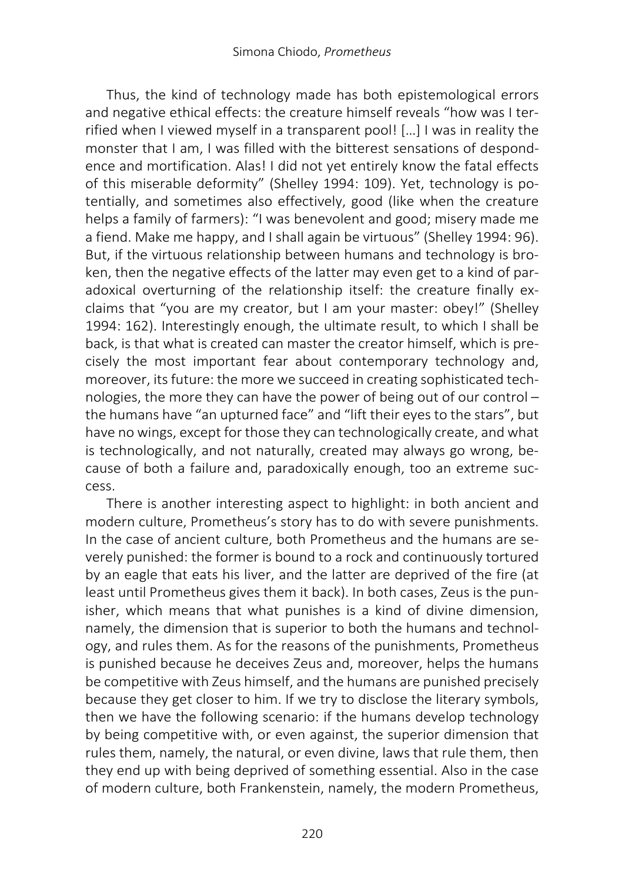Thus, the kind of technology made has both epistemological errors and negative ethical effects: the creature himself reveals "how was I terrified when I viewed myself in a transparent pool! […] I was in reality the monster that I am, I was filled with the bitterest sensations of despondence and mortification. Alas! I did not yet entirely know the fatal effects of this miserable deformity" (Shelley 1994: 109). Yet, technology is potentially, and sometimes also effectively, good (like when the creature helps a family of farmers): "I was benevolent and good; misery made me a fiend. Make me happy, and I shall again be virtuous" (Shelley 1994: 96). But, if the virtuous relationship between humans and technology is broken, then the negative effects of the latter may even get to a kind of paradoxical overturning of the relationship itself: the creature finally exclaims that "you are my creator, but I am your master: obey!" (Shelley 1994: 162). Interestingly enough, the ultimate result, to which I shall be back, is that what is created can master the creator himself, which is precisely the most important fear about contemporary technology and, moreover, its future: the more we succeed in creating sophisticated technologies, the more they can have the power of being out of our control – the humans have "an upturned face" and "lift their eyes to the stars", but have no wings, except for those they can technologically create, and what is technologically, and not naturally, created may always go wrong, because of both a failure and, paradoxically enough, too an extreme success.

There is another interesting aspect to highlight: in both ancient and modern culture, Prometheus's story has to do with severe punishments. In the case of ancient culture, both Prometheus and the humans are severely punished: the former is bound to a rock and continuously tortured by an eagle that eats his liver, and the latter are deprived of the fire (at least until Prometheus gives them it back). In both cases, Zeus is the punisher, which means that what punishes is a kind of divine dimension, namely, the dimension that is superior to both the humans and technology, and rules them. As for the reasons of the punishments, Prometheus is punished because he deceives Zeus and, moreover, helps the humans be competitive with Zeus himself, and the humans are punished precisely because they get closer to him. If we try to disclose the literary symbols, then we have the following scenario: if the humans develop technology by being competitive with, or even against, the superior dimension that rules them, namely, the natural, or even divine, laws that rule them, then they end up with being deprived of something essential. Also in the case of modern culture, both Frankenstein, namely, the modern Prometheus,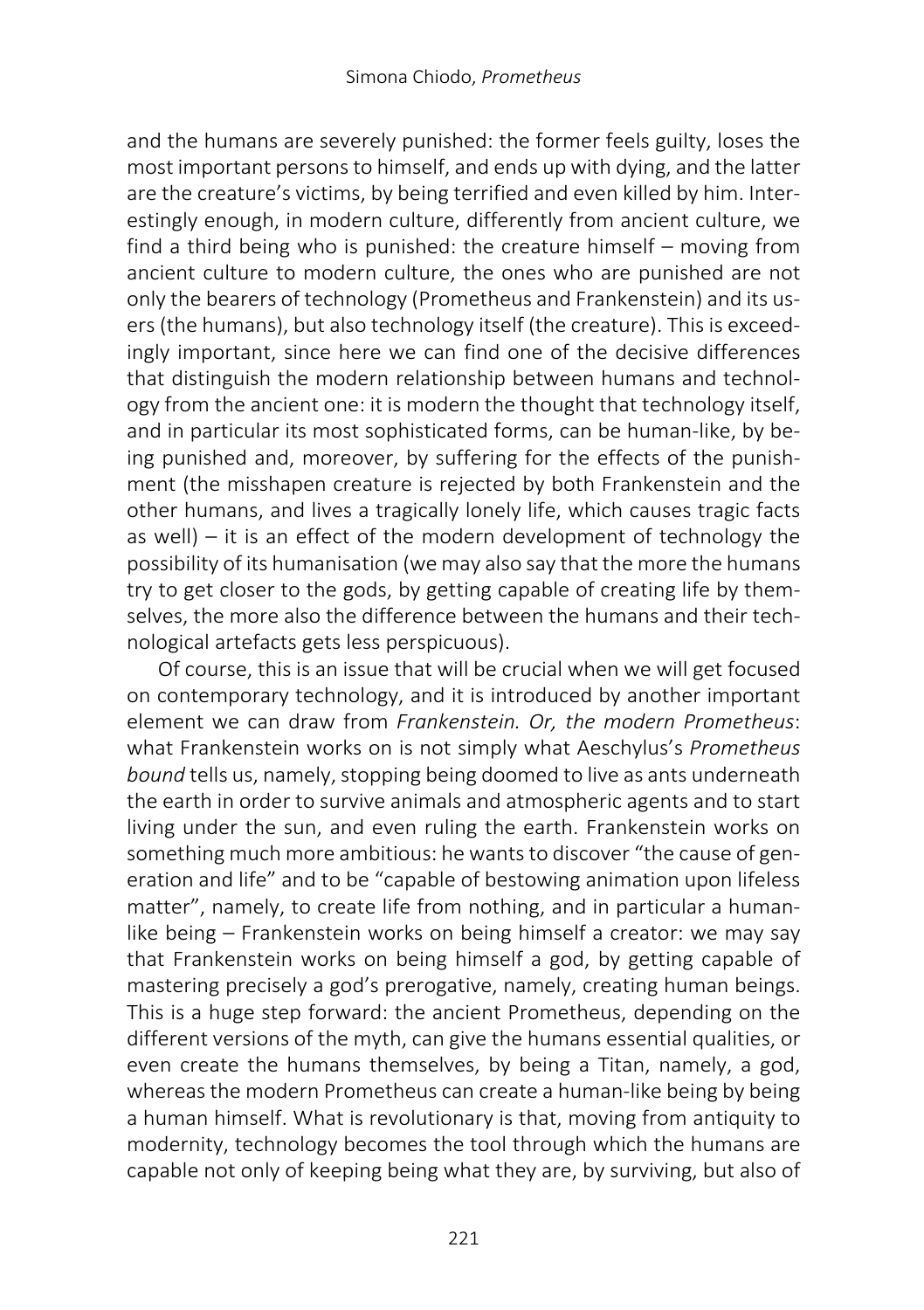and the humans are severely punished: the former feels guilty, loses the most important persons to himself, and ends up with dying, and the latter are the creature's victims, by being terrified and even killed by him. Interestingly enough, in modern culture, differently from ancient culture, we find a third being who is punished: the creature himself – moving from ancient culture to modern culture, the ones who are punished are not only the bearers of technology (Prometheus and Frankenstein) and its users (the humans), but also technology itself (the creature). This is exceedingly important, since here we can find one of the decisive differences that distinguish the modern relationship between humans and technology from the ancient one: it is modern the thought that technology itself, and in particular its most sophisticated forms, can be human-like, by being punished and, moreover, by suffering for the effects of the punishment (the misshapen creature is rejected by both Frankenstein and the other humans, and lives a tragically lonely life, which causes tragic facts as well) – it is an effect of the modern development of technology the possibility of its humanisation (we may also say that the more the humans try to get closer to the gods, by getting capable of creating life by themselves, the more also the difference between the humans and their technological artefacts gets less perspicuous).

Of course, this is an issue that will be crucial when we will get focused on contemporary technology, and it is introduced by another important element we can draw from *Frankenstein. Or, the modern Prometheus*: what Frankenstein works on is not simply what Aeschylus's *Prometheus bound* tells us, namely, stopping being doomed to live as ants underneath the earth in order to survive animals and atmospheric agents and to start living under the sun, and even ruling the earth. Frankenstein works on something much more ambitious: he wants to discover "the cause of generation and life" and to be "capable of bestowing animation upon lifeless matter", namely, to create life from nothing, and in particular a human-like being – Frankenstein works on being himself a creator: we may say that Frankenstein works on being himself a god, by getting capable of mastering precisely a god's prerogative, namely, creating human beings. This is a huge step forward: the ancient Prometheus, depending on the different versions of the myth, can give the humans essential qualities, or even create the humans themselves, by being a Titan, namely, a god, whereas the modern Prometheus can create a human-like being by being a human himself. What is revolutionary is that, moving from antiquity to modernity, technology becomes the tool through which the humans are capable not only of keeping being what they are, by surviving, but also of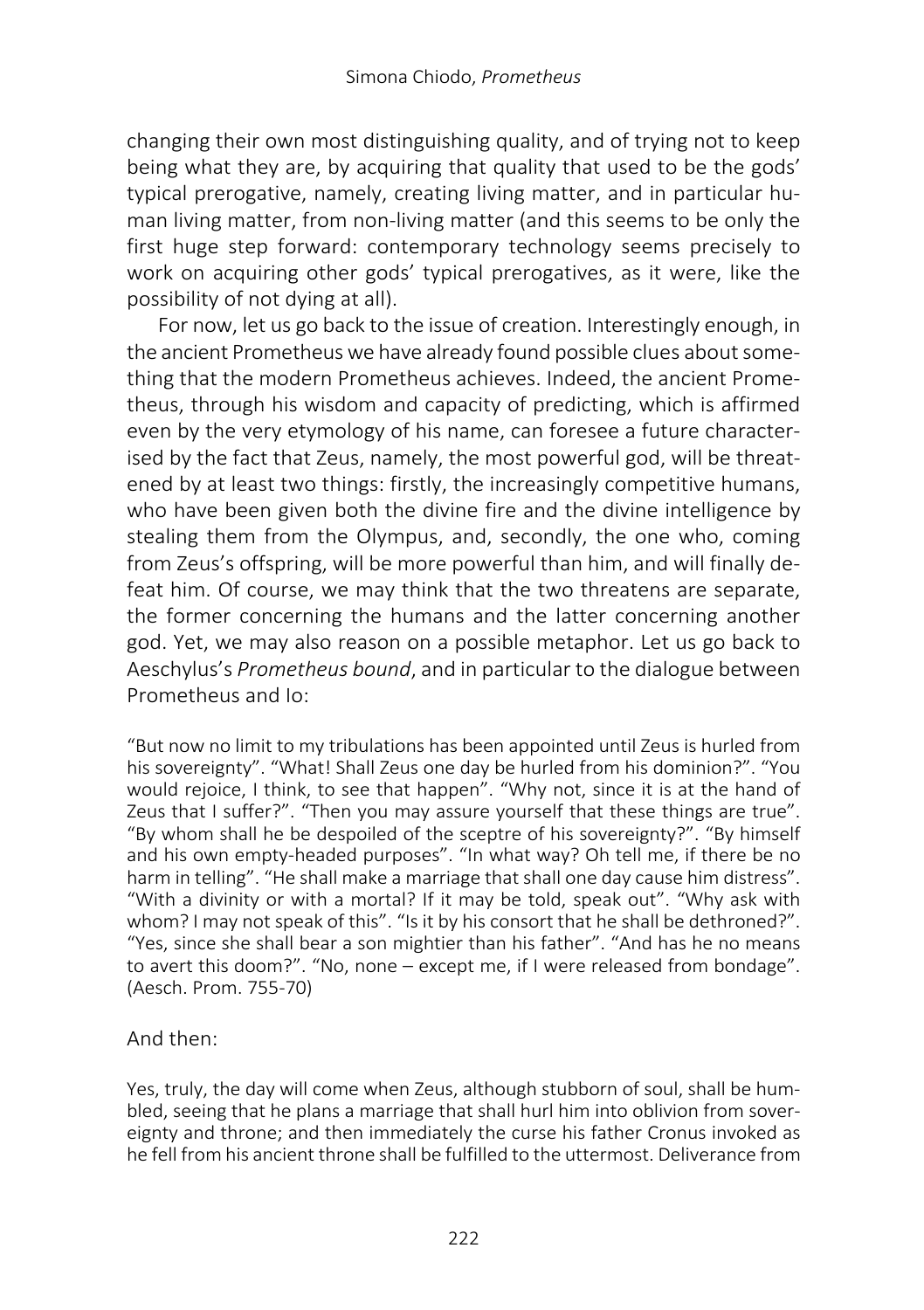changing their own most distinguishing quality, and of trying not to keep being what they are, by acquiring that quality that used to be the gods' typical prerogative, namely, creating living matter, and in particular human living matter, from non-living matter (and this seems to be only the first huge step forward: contemporary technology seems precisely to work on acquiring other gods' typical prerogatives, as it were, like the possibility of not dying at all).

For now, let us go back to the issue of creation. Interestingly enough, in the ancient Prometheus we have already found possible clues about something that the modern Prometheus achieves. Indeed, the ancient Prometheus, through his wisdom and capacity of predicting, which is affirmed even by the very etymology of his name, can foresee a future characterised by the fact that Zeus, namely, the most powerful god, will be threatened by at least two things: firstly, the increasingly competitive humans, who have been given both the divine fire and the divine intelligence by stealing them from the Olympus, and, secondly, the one who, coming from Zeus's offspring, will be more powerful than him, and will finally defeat him. Of course, we may think that the two threatens are separate, the former concerning the humans and the latter concerning another god. Yet, we may also reason on a possible metaphor. Let us go back to Aeschylus's *Prometheus bound*, and in particular to the dialogue between Prometheus and Io:

> "But now no limit to my tribulations has been appointed until Zeus is hurled from his sovereignty". "What! Shall Zeus one day be hurled from his dominion?". "You would rejoice, I think, to see that happen". "Why not, since it is at the hand of Zeus that I suffer?". "Then you may assure yourself that these things are true". "By whom shall he be despoiled of the sceptre of his sovereignty?". "By himself and his own empty-headed purposes". "In what way? Oh tell me, if there be no harm in telling". "He shall make a marriage that shall one day cause him distress". "With a divinity or with a mortal? If it may be told, speak out". "Why ask with whom? I may not speak of this". "Is it by his consort that he shall be dethroned?". "Yes, since she shall bear a son mightier than his father". "And has he no means to avert this doom?". "No, none – except me, if I were released from bondage". (Aesch. Prom. 755-70)

And then:

> Yes, truly, the day will come when Zeus, although stubborn of soul, shall be humbled, seeing that he plans a marriage that shall hurl him into oblivion from sovereignty and throne; and then immediately the curse his father Cronus invoked as he fell from his ancient throne shall be fulfilled to the uttermost. Deliverance from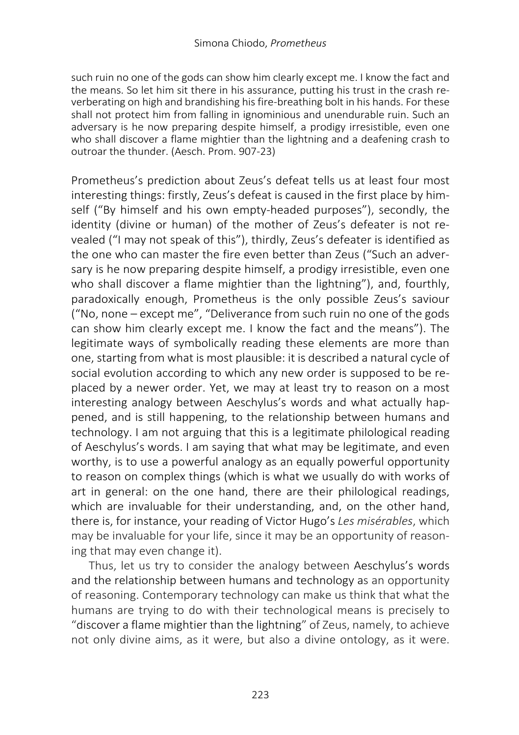such ruin no one of the gods can show him clearly except me. I know the fact and the means. So let him sit there in his assurance, putting his trust in the crash reverberating on high and brandishing his fire-breathing bolt in his hands. For these shall not protect him from falling in ignominious and unendurable ruin. Such an adversary is he now preparing despite himself, a prodigy irresistible, even one who shall discover a flame mightier than the lightning and a deafening crash to outroar the thunder. (Aesch. Prom. 907-23)

Prometheus's prediction about Zeus's defeat tells us at least four most interesting things: firstly, Zeus's defeat is caused in the first place by himself ("By himself and his own empty-headed purposes"), secondly, the identity (divine or human) of the mother of Zeus's defeater is not revealed ("I may not speak of this"), thirdly, Zeus's defeater is identified as the one who can master the fire even better than Zeus ("Such an adversary is he now preparing despite himself, a prodigy irresistible, even one who shall discover a flame mightier than the lightning"), and, fourthly, paradoxically enough, Prometheus is the only possible Zeus's saviour ("No, none – except me", "Deliverance from such ruin no one of the gods can show him clearly except me. I know the fact and the means"). The legitimate ways of symbolically reading these elements are more than one, starting from what is most plausible: it is described a natural cycle of social evolution according to which any new order is supposed to be replaced by a newer order. Yet, we may at least try to reason on a most interesting analogy between Aeschylus's words and what actually happened, and is still happening, to the relationship between humans and technology. I am not arguing that this is a legitimate philological reading of Aeschylus's words. I am saying that what may be legitimate, and even worthy, is to use a powerful analogy as an equally powerful opportunity to reason on complex things (which is what we usually do with works of art in general: on the one hand, there are their philological readings, which are invaluable for their understanding, and, on the other hand, there is, for instance, your reading of Victor Hugo's *Les misérables*, which may be invaluable for your life, since it may be an opportunity of reasoning that may even change it).

Thus, let us try to consider the analogy between Aeschylus's words and the relationship between humans and technology as an opportunity of reasoning. Contemporary technology can make us think that what the humans are trying to do with their technological means is precisely to "discover a flame mightier than the lightning" of Zeus, namely, to achieve not only divine aims, as it were, but also a divine ontology, as it were.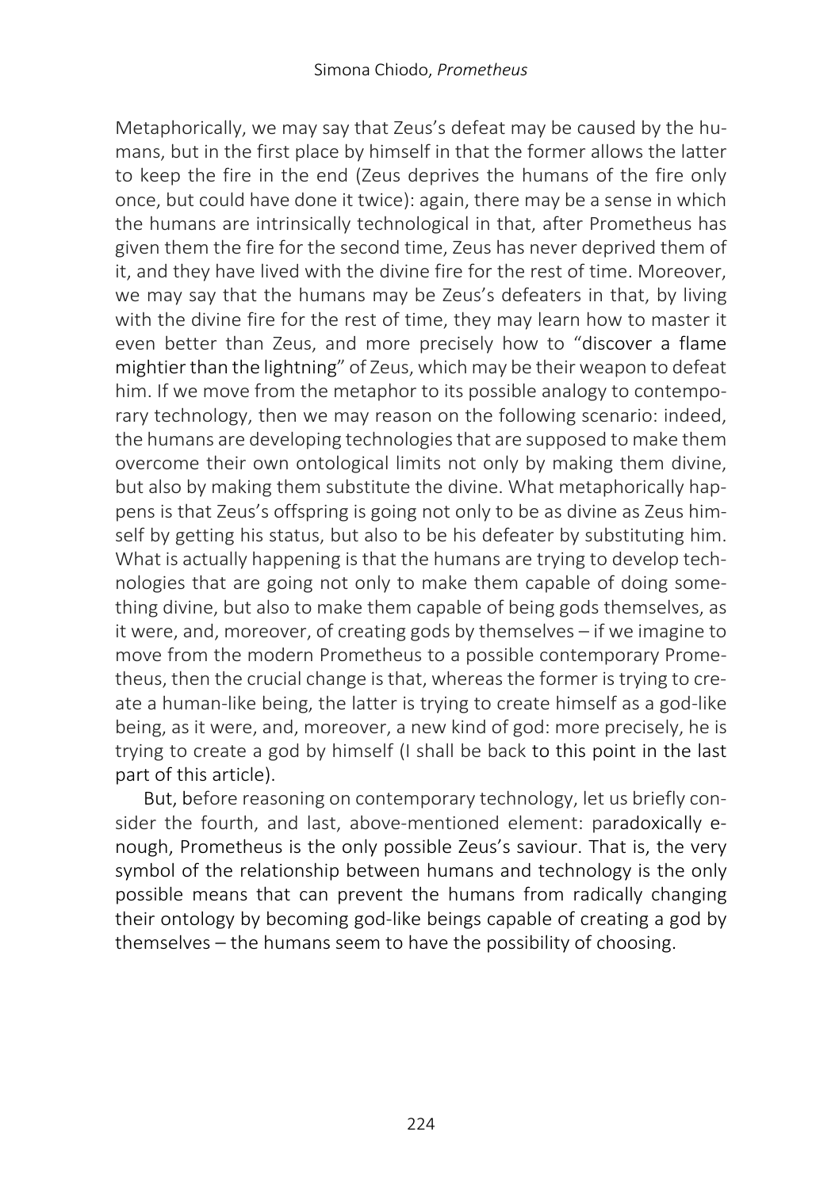Metaphorically, we may say that Zeus's defeat may be caused by the humans, but in the first place by himself in that the former allows the latter to keep the fire in the end (Zeus deprives the humans of the fire only once, but could have done it twice): again, there may be a sense in which the humans are intrinsically technological in that, after Prometheus has given them the fire for the second time, Zeus has never deprived them of it, and they have lived with the divine fire for the rest of time. Moreover, we may say that the humans may be Zeus's defeaters in that, by living with the divine fire for the rest of time, they may learn how to master it even better than Zeus, and more precisely how to "discover a flame mightier than the lightning" of Zeus, which may be their weapon to defeat him. If we move from the metaphor to its possible analogy to contemporary technology, then we may reason on the following scenario: indeed, the humans are developing technologies that are supposed to make them overcome their own ontological limits not only by making them divine, but also by making them substitute the divine. What metaphorically happens is that Zeus's offspring is going not only to be as divine as Zeus himself by getting his status, but also to be his defeater by substituting him. What is actually happening is that the humans are trying to develop technologies that are going not only to make them capable of doing something divine, but also to make them capable of being gods themselves, as it were, and, moreover, of creating gods by themselves – if we imagine to move from the modern Prometheus to a possible contemporary Prometheus, then the crucial change is that, whereas the former is trying to create a human-like being, the latter is trying to create himself as a god-like being, as it were, and, moreover, a new kind of god: more precisely, he is trying to create a god by himself (I shall be back to this point in the last part of this article).

But, before reasoning on contemporary technology, let us briefly consider the fourth, and last, above-mentioned element: paradoxically enough, Prometheus is the only possible Zeus's saviour. That is, the very symbol of the relationship between humans and technology is the only possible means that can prevent the humans from radically changing their ontology by becoming god-like beings capable of creating a god by themselves – the humans seem to have the possibility of choosing.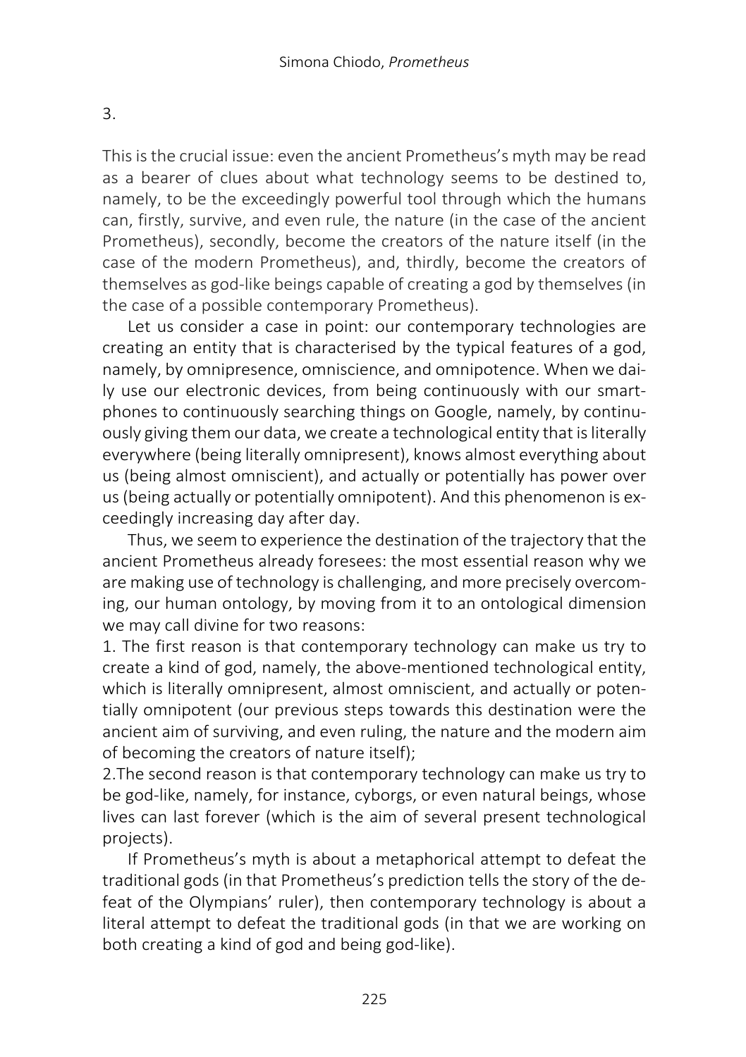## 3.

This is the crucial issue: even the ancient Prometheus's myth may be read as a bearer of clues about what technology seems to be destined to, namely, to be the exceedingly powerful tool through which the humans can, firstly, survive, and even rule, the nature (in the case of the ancient Prometheus), secondly, become the creators of the nature itself (in the case of the modern Prometheus), and, thirdly, become the creators of themselves as god-like beings capable of creating a god by themselves (in the case of a possible contemporary Prometheus).

Let us consider a case in point: our contemporary technologies are creating an entity that is characterised by the typical features of a god, namely, by omnipresence, omniscience, and omnipotence. When we daily use our electronic devices, from being continuously with our smartphones to continuously searching things on Google, namely, by continuously giving them our data, we create a technological entity that is literally everywhere (being literally omnipresent), knows almost everything about us (being almost omniscient), and actually or potentially has power over us (being actually or potentially omnipotent). And this phenomenon is exceedingly increasing day after day.

Thus, we seem to experience the destination of the trajectory that the ancient Prometheus already foresees: the most essential reason why we are making use of technology is challenging, and more precisely overcoming, our human ontology, by moving from it to an ontological dimension we may call divine for two reasons:

1. The first reason is that contemporary technology can make us try to create a kind of god, namely, the above-mentioned technological entity, which is literally omnipresent, almost omniscient, and actually or potentially omnipotent (our previous steps towards this destination were the ancient aim of surviving, and even ruling, the nature and the modern aim of becoming the creators of nature itself);
2. The second reason is that contemporary technology can make us try to be god-like, namely, for instance, cyborgs, or even natural beings, whose lives can last forever (which is the aim of several present technological projects).

If Prometheus's myth is about a metaphorical attempt to defeat the traditional gods (in that Prometheus's prediction tells the story of the defeat of the Olympians' ruler), then contemporary technology is about a literal attempt to defeat the traditional gods (in that we are working on both creating a kind of god and being god-like).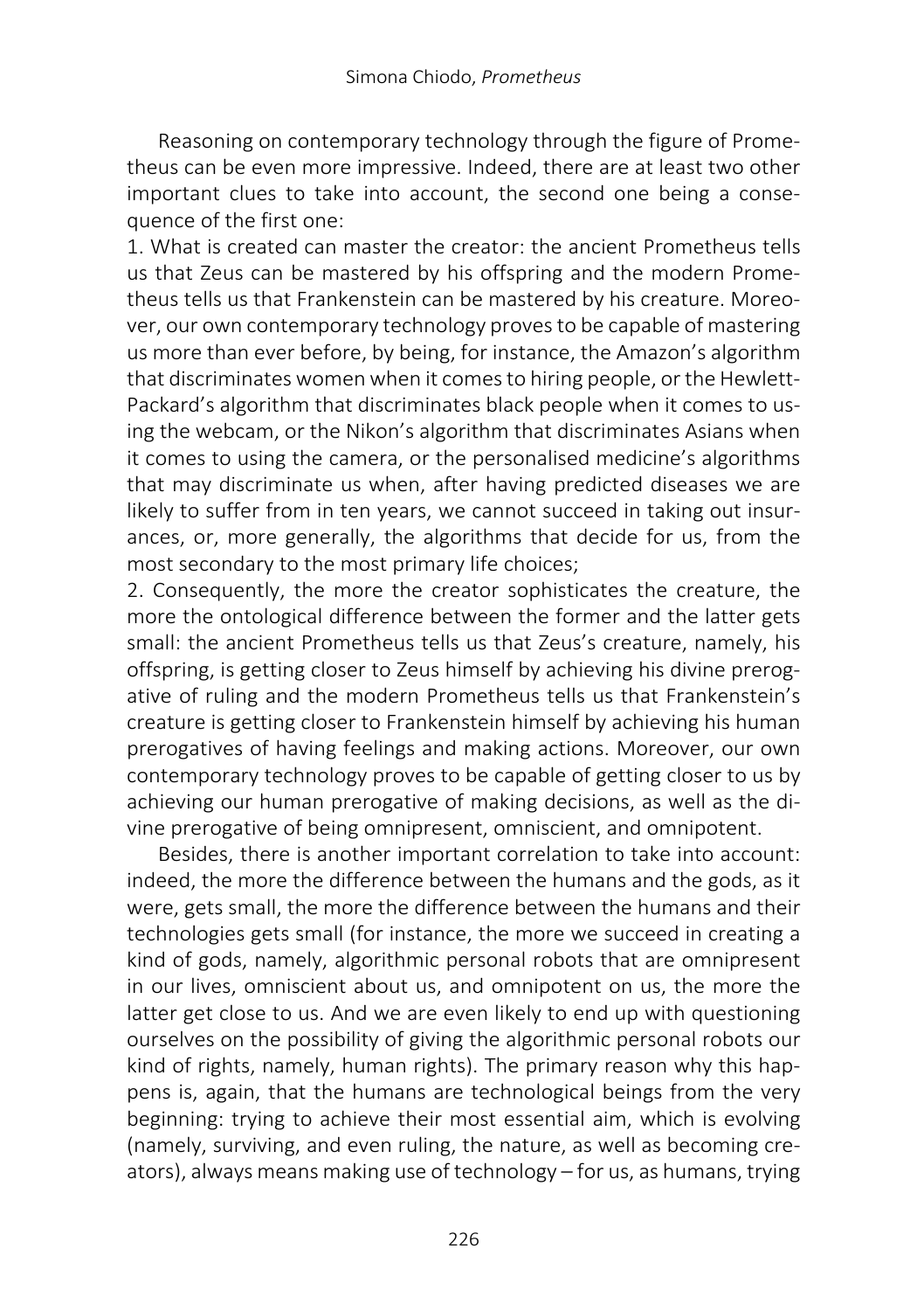Reasoning on contemporary technology through the figure of Prometheus can be even more impressive. Indeed, there are at least two other important clues to take into account, the second one being a consequence of the first one:

1. What is created can master the creator: the ancient Prometheus tells us that Zeus can be mastered by his offspring and the modern Prometheus tells us that Frankenstein can be mastered by his creature. Moreover, our own contemporary technology proves to be capable of mastering us more than ever before, by being, for instance, the Amazon's algorithm that discriminates women when it comes to hiring people, or the Hewlett-Packard's algorithm that discriminates black people when it comes to using the webcam, or the Nikon's algorithm that discriminates Asians when it comes to using the camera, or the personalised medicine's algorithms that may discriminate us when, after having predicted diseases we are likely to suffer from in ten years, we cannot succeed in taking out insurances, or, more generally, the algorithms that decide for us, from the most secondary to the most primary life choices;
2. Consequently, the more the creator sophisticates the creature, the more the ontological difference between the former and the latter gets small: the ancient Prometheus tells us that Zeus's creature, namely, his offspring, is getting closer to Zeus himself by achieving his divine prerogative of ruling and the modern Prometheus tells us that Frankenstein's creature is getting closer to Frankenstein himself by achieving his human prerogatives of having feelings and making actions. Moreover, our own contemporary technology proves to be capable of getting closer to us by achieving our human prerogative of making decisions, as well as the divine prerogative of being omnipresent, omniscient, and omnipotent.

Besides, there is another important correlation to take into account: indeed, the more the difference between the humans and the gods, as it were, gets small, the more the difference between the humans and their technologies gets small (for instance, the more we succeed in creating a kind of gods, namely, algorithmic personal robots that are omnipresent in our lives, omniscient about us, and omnipotent on us, the more the latter get close to us. And we are even likely to end up with questioning ourselves on the possibility of giving the algorithmic personal robots our kind of rights, namely, human rights). The primary reason why this happens is, again, that the humans are technological beings from the very beginning: trying to achieve their most essential aim, which is evolving (namely, surviving, and even ruling, the nature, as well as becoming creators), always means making use of technology – for us, as humans, trying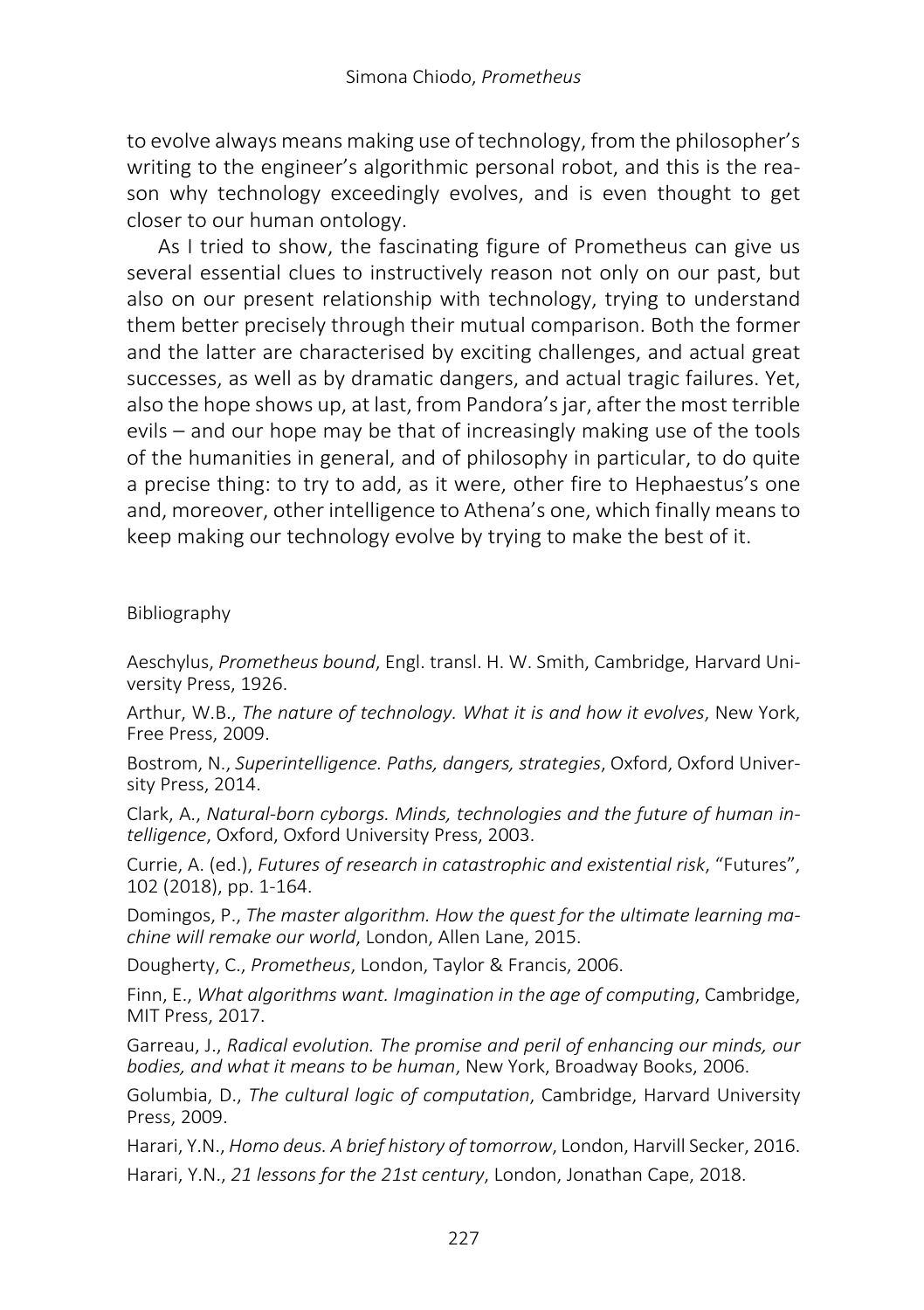to evolve always means making use of technology, from the philosopher's writing to the engineer's algorithmic personal robot, and this is the reason why technology exceedingly evolves, and is even thought to get closer to our human ontology.

As I tried to show, the fascinating figure of Prometheus can give us several essential clues to instructively reason not only on our past, but also on our present relationship with technology, trying to understand them better precisely through their mutual comparison. Both the former and the latter are characterised by exciting challenges, and actual great successes, as well as by dramatic dangers, and actual tragic failures. Yet, also the hope shows up, at last, from Pandora's jar, after the most terrible evils – and our hope may be that of increasingly making use of the tools of the humanities in general, and of philosophy in particular, to do quite a precise thing: to try to add, as it were, other fire to Hephaestus's one and, moreover, other intelligence to Athena's one, which finally means to keep making our technology evolve by trying to make the best of it.

## Bibliography

Aeschylus, *Prometheus bound*, Engl. transl. H. W. Smith, Cambridge, Harvard University Press, 1926.

Arthur, W.B., *The nature of technology. What it is and how it evolves*, New York, Free Press, 2009.

Bostrom, N., *Superintelligence. Paths, dangers, strategies*, Oxford, Oxford University Press, 2014.

Clark, A., *Natural-born cyborgs. Minds, technologies and the future of human intelligence*, Oxford, Oxford University Press, 2003.

Currie, A. (ed.), *Futures of research in catastrophic and existential risk*, "Futures", 102 (2018), pp. 1-164.

Domingos, P., *The master algorithm. How the quest for the ultimate learning machine will remake our world*, London, Allen Lane, 2015.

Dougherty, C., *Prometheus*, London, Taylor & Francis, 2006.

Finn, E., *What algorithms want. Imagination in the age of computing*, Cambridge, MIT Press, 2017.

Garreau, J., *Radical evolution. The promise and peril of enhancing our minds, our bodies, and what it means to be human*, New York, Broadway Books, 2006.

Golumbia, D., *The cultural logic of computation*, Cambridge, Harvard University Press, 2009.

Harari, Y.N., *Homo deus. A brief history of tomorrow*, London, Harvill Secker, 2016.

Harari, Y.N., *21 lessons for the 21st century*, London, Jonathan Cape, 2018.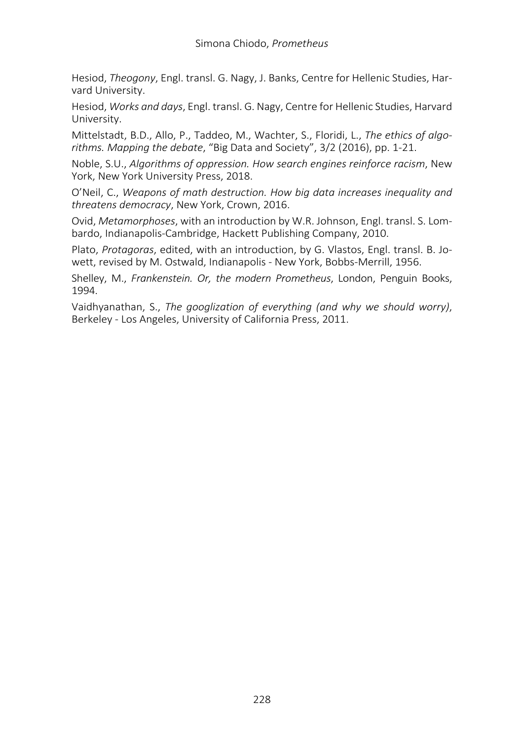Hesiod, *Theogony*, Engl. transl. G. Nagy, J. Banks, Centre for Hellenic Studies, Harvard University.

Hesiod, *Works and days*, Engl. transl. G. Nagy, Centre for Hellenic Studies, Harvard University.

Mittelstadt, B.D., Allo, P., Taddeo, M., Wachter, S., Floridi, L., *The ethics of algorithms. Mapping the debate*, "Big Data and Society", 3/2 (2016), pp. 1-21.

Noble, S.U., *Algorithms of oppression. How search engines reinforce racism*, New York, New York University Press, 2018.

O'Neil, C., *Weapons of math destruction. How big data increases inequality and threatens democracy*, New York, Crown, 2016.

Ovid, *Metamorphoses*, with an introduction by W.R. Johnson, Engl. transl. S. Lombardo, Indianapolis-Cambridge, Hackett Publishing Company, 2010.

Plato, *Protagoras*, edited, with an introduction, by G. Vlastos, Engl. transl. B. Jowett, revised by M. Ostwald, Indianapolis - New York, Bobbs-Merrill, 1956.

Shelley, M., *Frankenstein. Or, the modern Prometheus*, London, Penguin Books, 1994.

Vaidhyanathan, S., *The googlization of everything (and why we should worry)*, Berkeley - Los Angeles, University of California Press, 2011.